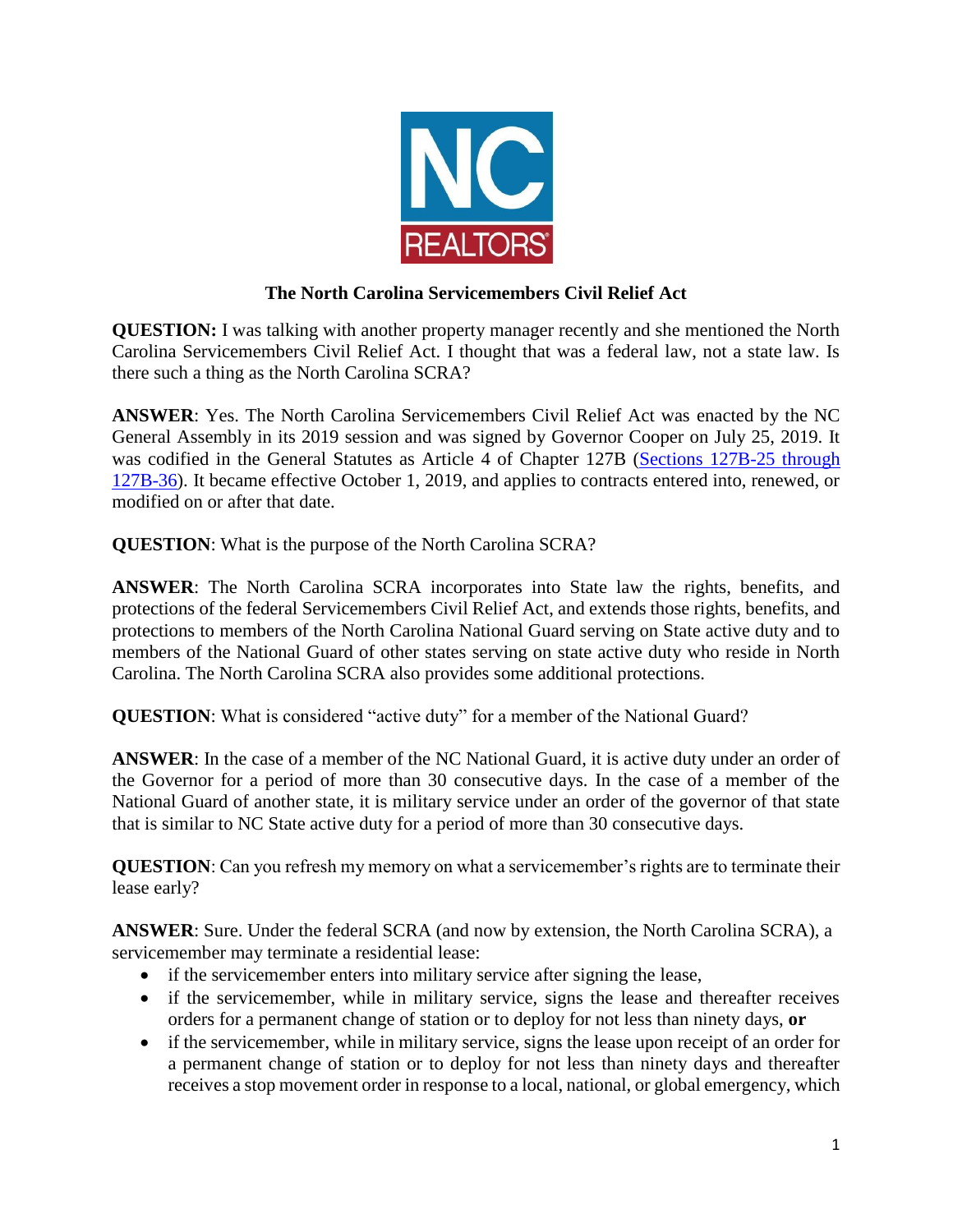# The North Carolina Servicemembers Civil Relief Act

**QUESTION:** I was talking with another property manager recently and she mentioned the North Carolina Servicemembers Civil Relief Act. I thought that was a federal law, not a state law. Is there such a thing as the North Carolina SCRA?

**ANSWER**: Yes. The North Carolina Servicemembers Civil Relief Act was enacted by the NC General Assembly in its 2019 session and was signed by Governor Cooper on July 25, 2019. It was codified in the General Statutes as Article 4 of Chapter 127B (Sections 127B-25 through 127B-36). It became effective October 1, 2019, and applies to contracts entered into, renewed, or modified on or after that date.

**QUESTION**: What is the purpose of the North Carolina SCRA?

**ANSWER**: The North Carolina SCRA incorporates into State law the rights, benefits, and protections of the federal Servicemembers Civil Relief Act, and extends those rights, benefits, and protections to members of the North Carolina National Guard serving on State active duty and to members of the National Guard of other states serving on state active duty who reside in North Carolina. The North Carolina SCRA also provides some additional protections.

**QUESTION**: What is considered "active duty" for a member of the National Guard?

**ANSWER**: In the case of a member of the NC National Guard, it is active duty under an order of the Governor for a period of more than 30 consecutive days. In the case of a member of the National Guard of another state, it is military service under an order of the governor of that state that is similar to NC State active duty for a period of more than 30 consecutive days.

**QUESTION**: Can you refresh my memory on what a servicemember's rights are to terminate their lease early?

**ANSWER**: Sure. Under the federal SCRA (and now by extension, the North Carolina SCRA), a servicemember may terminate a residential lease:

- if the servicemember enters into military service after signing the lease,
- if the servicemember, while in military service, signs the lease and thereafter receives orders for a permanent change of station or to deploy for not less than ninety days, **or**
- if the servicemember, while in military service, signs the lease upon receipt of an order for a permanent change of station or to deploy for not less than ninety days and thereafter receives a stop movement order in response to a local, national, or global emergency, which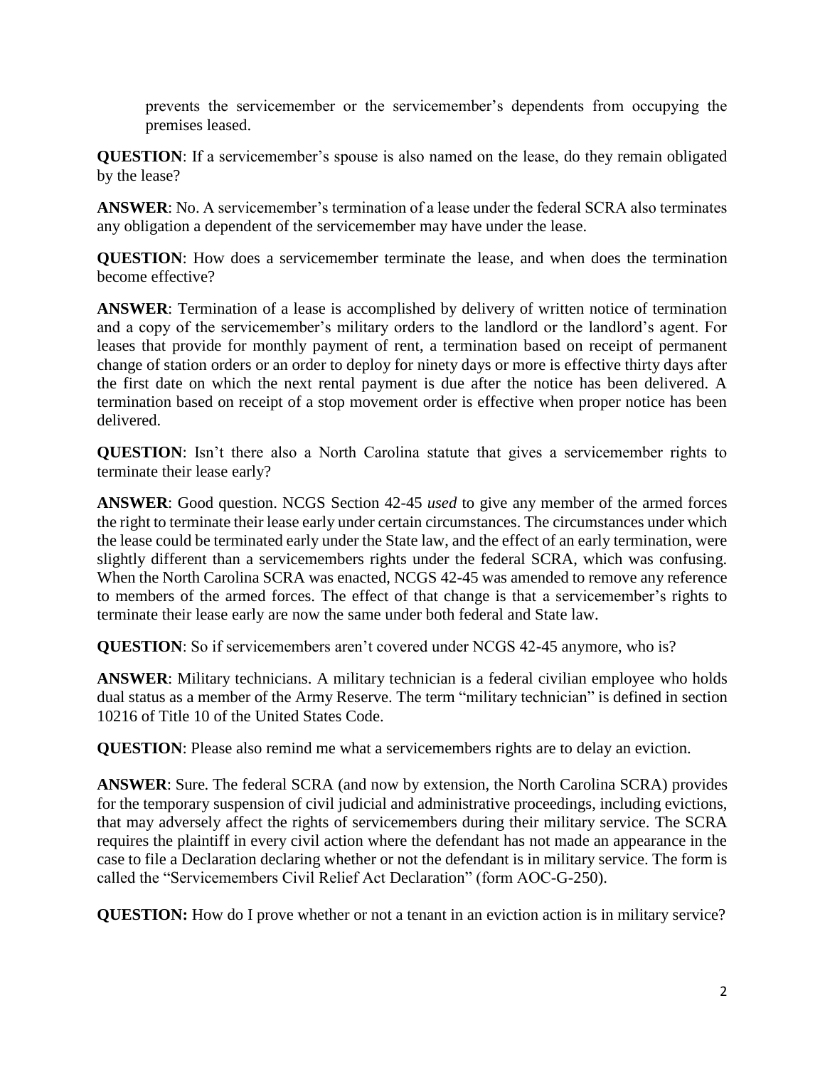prevents the servicemember or the servicemember's dependents from occupying the premises leased.

**QUESTION**: If a servicemember's spouse is also named on the lease, do they remain obligated by the lease?

**ANSWER**: No. A servicemember's termination of a lease under the federal SCRA also terminates any obligation a dependent of the servicemember may have under the lease.

**QUESTION**: How does a servicemember terminate the lease, and when does the termination become effective?

**ANSWER**: Termination of a lease is accomplished by delivery of written notice of termination and a copy of the servicemember's military orders to the landlord or the landlord's agent. For leases that provide for monthly payment of rent, a termination based on receipt of permanent change of station orders or an order to deploy for ninety days or more is effective thirty days after the first date on which the next rental payment is due after the notice has been delivered. A termination based on receipt of a stop movement order is effective when proper notice has been delivered.

**QUESTION**: Isn't there also a North Carolina statute that gives a servicemember rights to terminate their lease early?

**ANSWER**: Good question. NCGS Section 42-45 *used* to give any member of the armed forces the right to terminate their lease early under certain circumstances. The circumstances under which the lease could be terminated early under the State law, and the effect of an early termination, were slightly different than a servicemembers rights under the federal SCRA, which was confusing. When the North Carolina SCRA was enacted, NCGS 42-45 was amended to remove any reference to members of the armed forces. The effect of that change is that a servicemember's rights to terminate their lease early are now the same under both federal and State law.

**QUESTION**: So if servicemembers aren't covered under NCGS 42-45 anymore, who is?

**ANSWER**: Military technicians. A military technician is a federal civilian employee who holds dual status as a member of the Army Reserve. The term "military technician" is defined in section 10216 of Title 10 of the United States Code.

**QUESTION**: Please also remind me what a servicemembers rights are to delay an eviction.

**ANSWER**: Sure. The federal SCRA (and now by extension, the North Carolina SCRA) provides for the temporary suspension of civil judicial and administrative proceedings, including evictions, that may adversely affect the rights of servicemembers during their military service. The SCRA requires the plaintiff in every civil action where the defendant has not made an appearance in the case to file a Declaration declaring whether or not the defendant is in military service. The form is called the "Servicemembers Civil Relief Act Declaration" (form AOC-G-250).

**QUESTION:** How do I prove whether or not a tenant in an eviction action is in military service?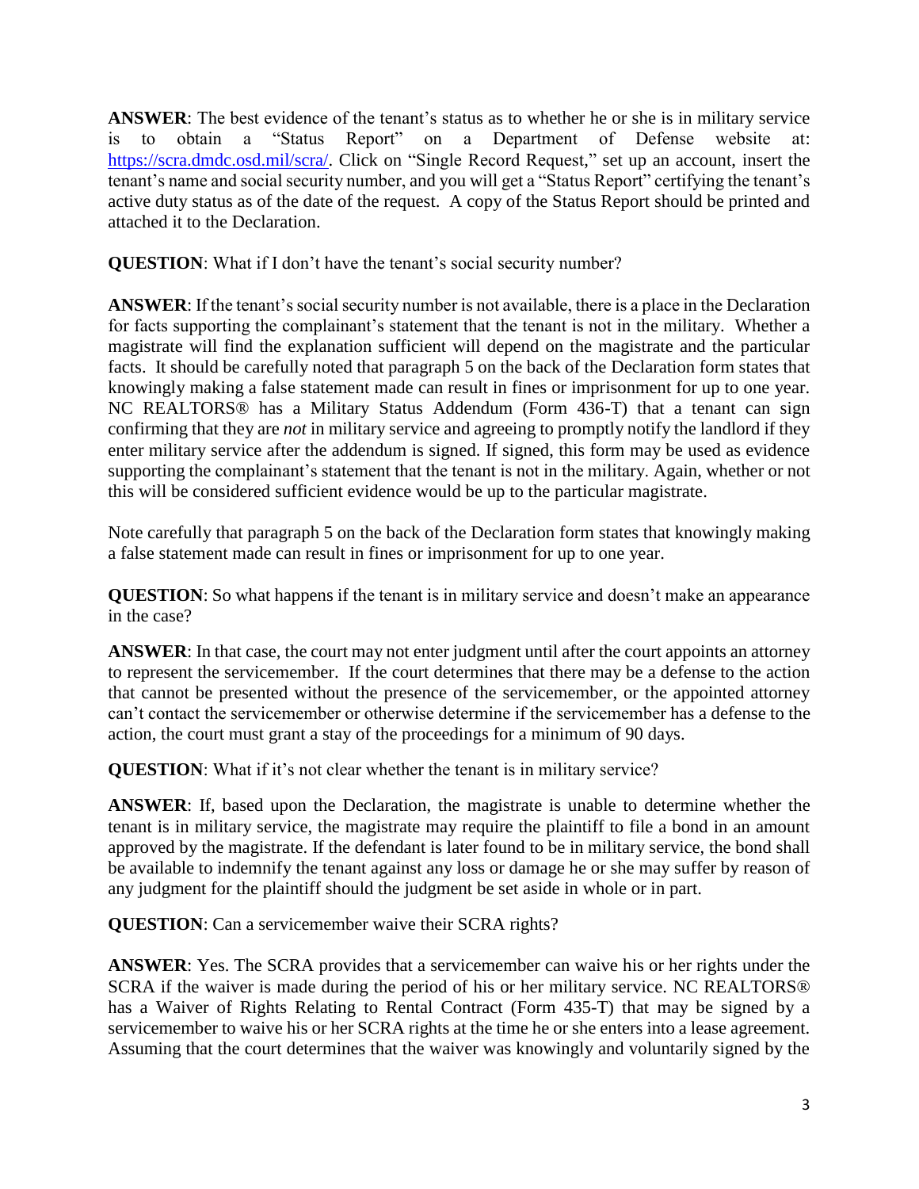**ANSWER**: The best evidence of the tenant's status as to whether he or she is in military service is to obtain a "Status Report" on a Department of Defense website at: https://scra.dmdc.osd.mil/scra/. Click on "Single Record Request," set up an account, insert the tenant's name and social security number, and you will get a "Status Report" certifying the tenant's active duty status as of the date of the request. A copy of the Status Report should be printed and attached it to the Declaration.

**QUESTION**: What if I don't have the tenant's social security number?

**ANSWER**: If the tenant's social security number is not available, there is a place in the Declaration for facts supporting the complainant's statement that the tenant is not in the military. Whether a magistrate will find the explanation sufficient will depend on the magistrate and the particular facts. It should be carefully noted that paragraph 5 on the back of the Declaration form states that knowingly making a false statement made can result in fines or imprisonment for up to one year. NC REALTORS® has a Military Status Addendum (Form 436-T) that a tenant can sign confirming that they are *not* in military service and agreeing to promptly notify the landlord if they enter military service after the addendum is signed. If signed, this form may be used as evidence supporting the complainant's statement that the tenant is not in the military. Again, whether or not this will be considered sufficient evidence would be up to the particular magistrate.

Note carefully that paragraph 5 on the back of the Declaration form states that knowingly making a false statement made can result in fines or imprisonment for up to one year.

**QUESTION**: So what happens if the tenant is in military service and doesn't make an appearance in the case?

**ANSWER**: In that case, the court may not enter judgment until after the court appoints an attorney to represent the servicemember. If the court determines that there may be a defense to the action that cannot be presented without the presence of the servicemember, or the appointed attorney can't contact the servicemember or otherwise determine if the servicemember has a defense to the action, the court must grant a stay of the proceedings for a minimum of 90 days.

**QUESTION**: What if it's not clear whether the tenant is in military service?

**ANSWER**: If, based upon the Declaration, the magistrate is unable to determine whether the tenant is in military service, the magistrate may require the plaintiff to file a bond in an amount approved by the magistrate. If the defendant is later found to be in military service, the bond shall be available to indemnify the tenant against any loss or damage he or she may suffer by reason of any judgment for the plaintiff should the judgment be set aside in whole or in part.

**QUESTION**: Can a servicemember waive their SCRA rights?

**ANSWER**: Yes. The SCRA provides that a servicemember can waive his or her rights under the SCRA if the waiver is made during the period of his or her military service. NC REALTORS® has a Waiver of Rights Relating to Rental Contract (Form 435-T) that may be signed by a servicemember to waive his or her SCRA rights at the time he or she enters into a lease agreement. Assuming that the court determines that the waiver was knowingly and voluntarily signed by the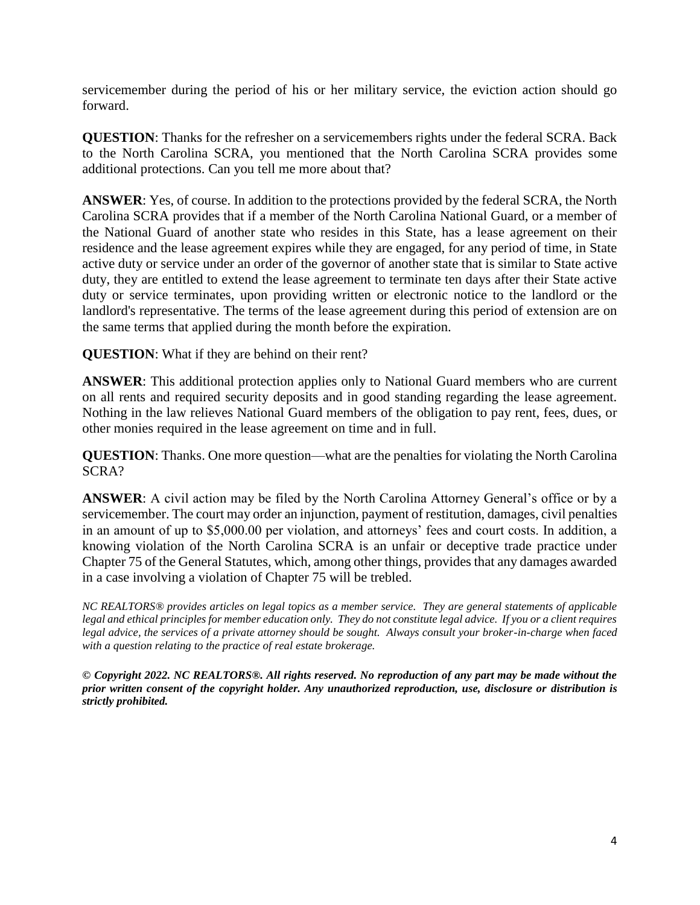servicemember during the period of his or her military service, the eviction action should go forward.

**QUESTION**: Thanks for the refresher on a servicemembers rights under the federal SCRA. Back to the North Carolina SCRA, you mentioned that the North Carolina SCRA provides some additional protections. Can you tell me more about that?

**ANSWER**: Yes, of course. In addition to the protections provided by the federal SCRA, the North Carolina SCRA provides that if a member of the North Carolina National Guard, or a member of the National Guard of another state who resides in this State, has a lease agreement on their residence and the lease agreement expires while they are engaged, for any period of time, in State active duty or service under an order of the governor of another state that is similar to State active duty, they are entitled to extend the lease agreement to terminate ten days after their State active duty or service terminates, upon providing written or electronic notice to the landlord or the landlord's representative. The terms of the lease agreement during this period of extension are on the same terms that applied during the month before the expiration.

**QUESTION**: What if they are behind on their rent?

**ANSWER**: This additional protection applies only to National Guard members who are current on all rents and required security deposits and in good standing regarding the lease agreement. Nothing in the law relieves National Guard members of the obligation to pay rent, fees, dues, or other monies required in the lease agreement on time and in full.

**QUESTION**: Thanks. One more question—what are the penalties for violating the North Carolina SCRA?

**ANSWER**: A civil action may be filed by the North Carolina Attorney General's office or by a servicemember. The court may order an injunction, payment of restitution, damages, civil penalties in an amount of up to $5,000.00 per violation, and attorneys' fees and court costs. In addition, a knowing violation of the North Carolina SCRA is an unfair or deceptive trade practice under Chapter 75 of the General Statutes, which, among other things, provides that any damages awarded in a case involving a violation of Chapter 75 will be trebled.

*NC REALTORS® provides articles on legal topics as a member service. They are general statements of applicable legal and ethical principles for member education only. They do not constitute legal advice. If you or a client requires legal advice, the services of a private attorney should be sought. Always consult your broker-in-charge when faced with a question relating to the practice of real estate brokerage.*

***© Copyright 2022. NC REALTORS®. All rights reserved. No reproduction of any part may be made without the prior written consent of the copyright holder. Any unauthorized reproduction, use, disclosure or distribution is strictly prohibited.***